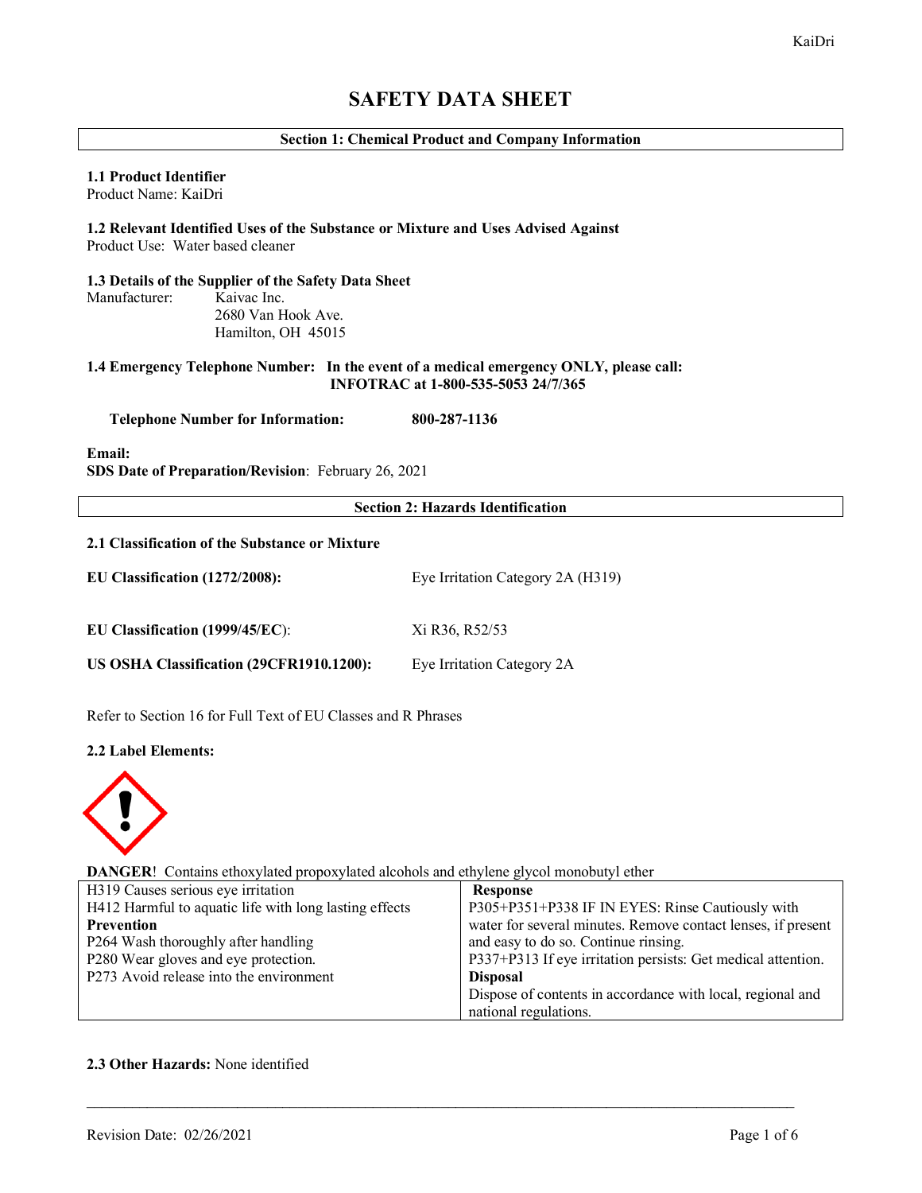# SAFETY DATA SHEET

## Section 1: Chemical Product and Company Information

**1.1 Product Identifier**
Product Name: KaiDri

**1.2 Relevant Identified Uses of the Substance or Mixture and Uses Advised Against**
Product Use: Water based cleaner

**1.3 Details of the Supplier of the Safety Data Sheet**
Manufacturer: Kaivac Inc.
2680 Van Hook Ave.
Hamilton, OH 45015

**1.4 Emergency Telephone Number: In the event of a medical emergency ONLY, please call: INFOTRAC at 1-800-535-5053 24/7/365**

**Telephone Number for Information: 800-287-1136**

**Email:**
**SDS Date of Preparation/Revision**: February 26, 2021

## Section 2: Hazards Identification

**2.1 Classification of the Substance or Mixture**

**EU Classification (1272/2008):** Eye Irritation Category 2A (H319)

**EU Classification (1999/45/EC):** Xi R36, R52/53

**US OSHA Classification (29CFR1910.1200):** Eye Irritation Category 2A

Refer to Section 16 for Full Text of EU Classes and R Phrases

**2.2 Label Elements:**

**DANGER**! Contains ethoxylated propoxylated alcohols and ethylene glycol monobutyl ether

| | |
|---|---|
| H319 Causes serious eye irritation<br>H412 Harmful to aquatic life with long lasting effects<br>**Prevention**<br>P264 Wash thoroughly after handling<br>P280 Wear gloves and eye protection.<br>P273 Avoid release into the environment | **Response**<br>P305+P351+P338 IF IN EYES: Rinse Cautiously with water for several minutes. Remove contact lenses, if present and easy to do so. Continue rinsing.<br>P337+P313 If eye irritation persists: Get medical attention.<br>**Disposal**<br>Dispose of contents in accordance with local, regional and national regulations. |

**2.3 Other Hazards:** None identified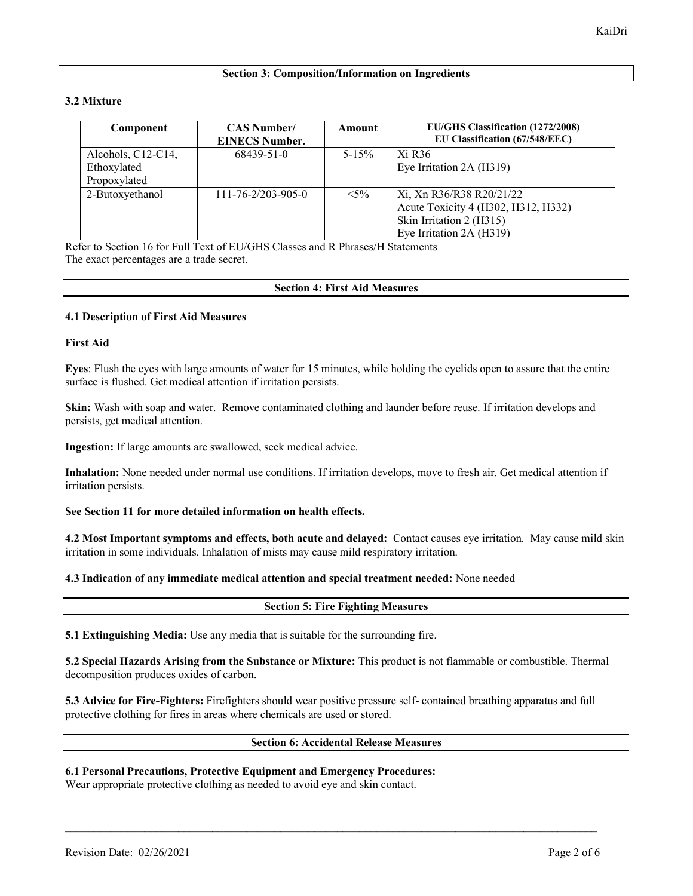## Section 3: Composition/Information on Ingredients

### 3.2 Mixture

| Component | CAS Number/ EINECS Number. | Amount | EU/GHS Classification (1272/2008) EU Classification (67/548/EEC) |
|---|---|---|---|
| Alcohols, C12-C14, Ethoxylated Propoxylated | 68439-51-0 | 5-15% | Xi R36<br>Eye Irritation 2A (H319) |
| 2-Butoxyethanol | 111-76-2/203-905-0 | <5% | Xi, Xn R36/R38 R20/21/22<br>Acute Toxicity 4 (H302, H312, H332)<br>Skin Irritation 2 (H315)<br>Eye Irritation 2A (H319) |

Refer to Section 16 for Full Text of EU/GHS Classes and R Phrases/H Statements
The exact percentages are a trade secret.

## Section 4: First Aid Measures

### 4.1 Description of First Aid Measures

**First Aid**

**Eyes**: Flush the eyes with large amounts of water for 15 minutes, while holding the eyelids open to assure that the entire surface is flushed. Get medical attention if irritation persists.

**Skin:** Wash with soap and water. Remove contaminated clothing and launder before reuse. If irritation develops and persists, get medical attention.

**Ingestion:** If large amounts are swallowed, seek medical advice.

**Inhalation:** None needed under normal use conditions. If irritation develops, move to fresh air. Get medical attention if irritation persists.

**See Section 11 for more detailed information on health effects.**

**4.2 Most Important symptoms and effects, both acute and delayed:** Contact causes eye irritation. May cause mild skin irritation in some individuals. Inhalation of mists may cause mild respiratory irritation.

**4.3 Indication of any immediate medical attention and special treatment needed:** None needed

## Section 5: Fire Fighting Measures

**5.1 Extinguishing Media:** Use any media that is suitable for the surrounding fire.

**5.2 Special Hazards Arising from the Substance or Mixture:** This product is not flammable or combustible. Thermal decomposition produces oxides of carbon.

**5.3 Advice for Fire-Fighters:** Firefighters should wear positive pressure self- contained breathing apparatus and full protective clothing for fires in areas where chemicals are used or stored.

## Section 6: Accidental Release Measures

**6.1 Personal Precautions, Protective Equipment and Emergency Procedures:**
Wear appropriate protective clothing as needed to avoid eye and skin contact.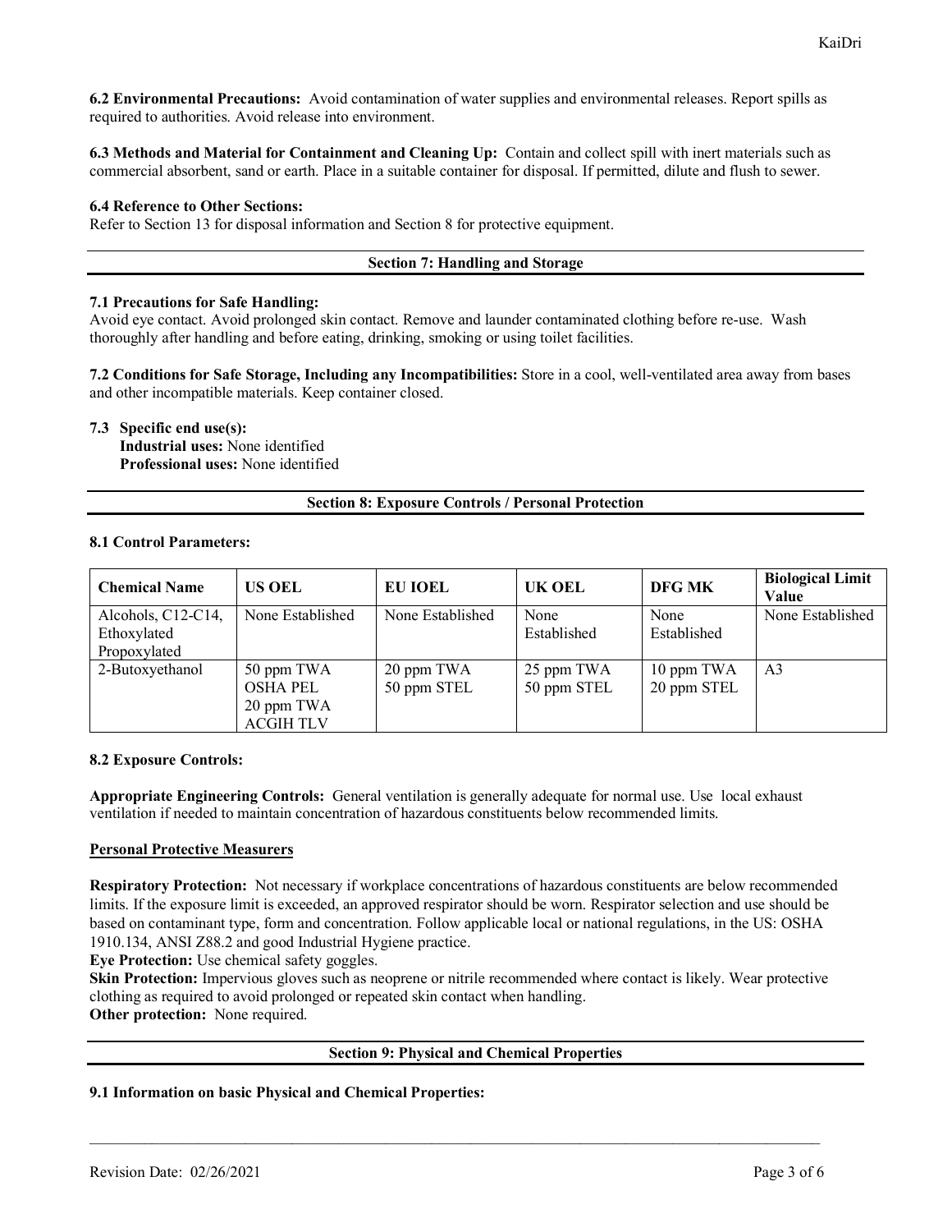**6.2 Environmental Precautions:** Avoid contamination of water supplies and environmental releases. Report spills as required to authorities. Avoid release into environment.

**6.3 Methods and Material for Containment and Cleaning Up:** Contain and collect spill with inert materials such as commercial absorbent, sand or earth. Place in a suitable container for disposal. If permitted, dilute and flush to sewer.

**6.4 Reference to Other Sections:**
Refer to Section 13 for disposal information and Section 8 for protective equipment.

## Section 7: Handling and Storage

**7.1 Precautions for Safe Handling:**
Avoid eye contact. Avoid prolonged skin contact. Remove and launder contaminated clothing before re-use. Wash thoroughly after handling and before eating, drinking, smoking or using toilet facilities.

**7.2 Conditions for Safe Storage, Including any Incompatibilities:** Store in a cool, well-ventilated area away from bases and other incompatible materials. Keep container closed.

**7.3 Specific end use(s):**
**Industrial uses:** None identified
**Professional uses:** None identified

## Section 8: Exposure Controls / Personal Protection

**8.1 Control Parameters:**

| Chemical Name | US OEL | EU IOEL | UK OEL | DFG MK | Biological Limit Value |
|---|---|---|---|---|---|
| Alcohols, C12-C14, Ethoxylated Propoxylated | None Established | None Established | None Established | None Established | None Established |
| 2-Butoxyethanol | 50 ppm TWA OSHA PEL 20 ppm TWA ACGIH TLV | 20 ppm TWA 50 ppm STEL | 25 ppm TWA 50 ppm STEL | 10 ppm TWA 20 ppm STEL | A3 |

**8.2 Exposure Controls:**

**Appropriate Engineering Controls:** General ventilation is generally adequate for normal use. Use local exhaust ventilation if needed to maintain concentration of hazardous constituents below recommended limits.

**Personal Protective Measurers**

**Respiratory Protection:** Not necessary if workplace concentrations of hazardous constituents are below recommended limits. If the exposure limit is exceeded, an approved respirator should be worn. Respirator selection and use should be based on contaminant type, form and concentration. Follow applicable local or national regulations, in the US: OSHA 1910.134, ANSI Z88.2 and good Industrial Hygiene practice.
**Eye Protection:** Use chemical safety goggles.
**Skin Protection:** Impervious gloves such as neoprene or nitrile recommended where contact is likely. Wear protective clothing as required to avoid prolonged or repeated skin contact when handling.
**Other protection:** None required.

## Section 9: Physical and Chemical Properties

**9.1 Information on basic Physical and Chemical Properties:**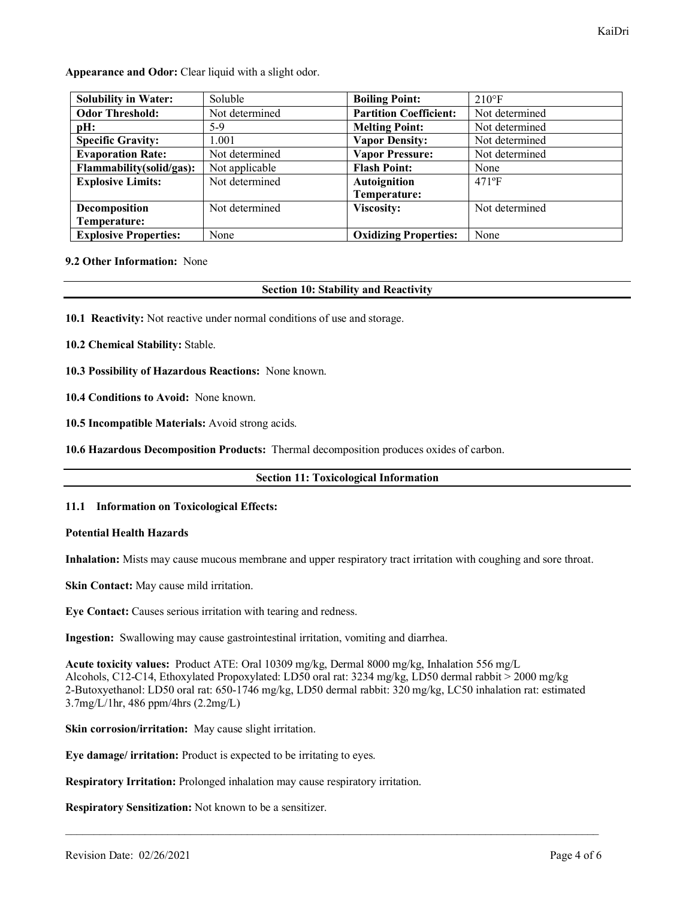**Appearance and Odor:** Clear liquid with a slight odor.

| **Solubility in Water:** | Soluble | **Boiling Point:** | 210°F |
|---|---|---|---|
| **Odor Threshold:** | Not determined | **Partition Coefficient:** | Not determined |
| **pH:** | 5-9 | **Melting Point:** | Not determined |
| **Specific Gravity:** | 1.001 | **Vapor Density:** | Not determined |
| **Evaporation Rate:** | Not determined | **Vapor Pressure:** | Not determined |
| **Flammability(solid/gas):** | Not applicable | **Flash Point:** | None |
| **Explosive Limits:** | Not determined | **Autoignition Temperature:** | 471ºF |
| **Decomposition Temperature:** | Not determined | **Viscosity:** | Not determined |
| **Explosive Properties:** | None | **Oxidizing Properties:** | None |

**9.2 Other Information:** None

## Section 10: Stability and Reactivity

**10.1 Reactivity:** Not reactive under normal conditions of use and storage.

**10.2 Chemical Stability:** Stable.

**10.3 Possibility of Hazardous Reactions:** None known.

**10.4 Conditions to Avoid:** None known.

**10.5 Incompatible Materials:** Avoid strong acids.

**10.6 Hazardous Decomposition Products:** Thermal decomposition produces oxides of carbon.

## Section 11: Toxicological Information

**11.1 Information on Toxicological Effects:**

**Potential Health Hazards**

**Inhalation:** Mists may cause mucous membrane and upper respiratory tract irritation with coughing and sore throat.

**Skin Contact:** May cause mild irritation.

**Eye Contact:** Causes serious irritation with tearing and redness.

**Ingestion:** Swallowing may cause gastrointestinal irritation, vomiting and diarrhea.

**Acute toxicity values:** Product ATE: Oral 10309 mg/kg, Dermal 8000 mg/kg, Inhalation 556 mg/L
Alcohols, C12-C14, Ethoxylated Propoxylated: LD50 oral rat: 3234 mg/kg, LD50 dermal rabbit > 2000 mg/kg
2-Butoxyethanol: LD50 oral rat: 650-1746 mg/kg, LD50 dermal rabbit: 320 mg/kg, LC50 inhalation rat: estimated 3.7mg/L/1hr, 486 ppm/4hrs (2.2mg/L)

**Skin corrosion/irritation:** May cause slight irritation.

**Eye damage/ irritation:** Product is expected to be irritating to eyes.

**Respiratory Irritation:** Prolonged inhalation may cause respiratory irritation.

**Respiratory Sensitization:** Not known to be a sensitizer.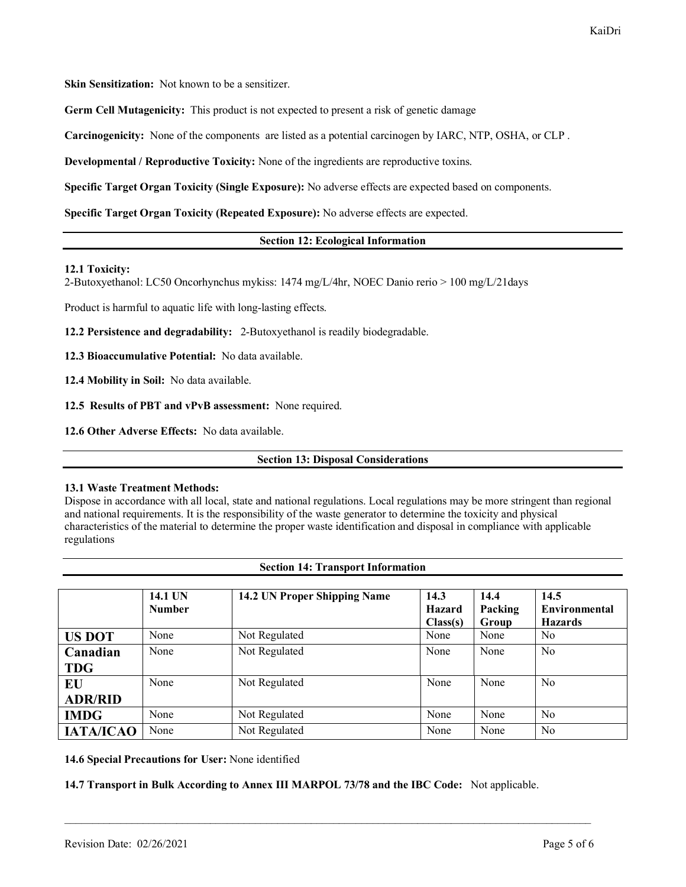**Skin Sensitization:** Not known to be a sensitizer.

**Germ Cell Mutagenicity:** This product is not expected to present a risk of genetic damage

**Carcinogenicity:** None of the components are listed as a potential carcinogen by IARC, NTP, OSHA, or CLP .

**Developmental / Reproductive Toxicity:** None of the ingredients are reproductive toxins.

**Specific Target Organ Toxicity (Single Exposure):** No adverse effects are expected based on components.

**Specific Target Organ Toxicity (Repeated Exposure):** No adverse effects are expected.

## Section 12: Ecological Information

**12.1 Toxicity:**
2-Butoxyethanol: LC50 Oncorhynchus mykiss: 1474 mg/L/4hr, NOEC Danio rerio > 100 mg/L/21days

Product is harmful to aquatic life with long-lasting effects.

**12.2 Persistence and degradability:** 2-Butoxyethanol is readily biodegradable.

**12.3 Bioaccumulative Potential:** No data available.

**12.4 Mobility in Soil:** No data available.

**12.5 Results of PBT and vPvB assessment:** None required.

**12.6 Other Adverse Effects:** No data available.

## Section 13: Disposal Considerations

**13.1 Waste Treatment Methods:**
Dispose in accordance with all local, state and national regulations. Local regulations may be more stringent than regional and national requirements. It is the responsibility of the waste generator to determine the toxicity and physical characteristics of the material to determine the proper waste identification and disposal in compliance with applicable regulations

## Section 14: Transport Information

| | 14.1 UN Number | 14.2 UN Proper Shipping Name | 14.3 Hazard Class(s) | 14.4 Packing Group | 14.5 Environmental Hazards |
|---|---|---|---|---|---|
| **US DOT** | None | Not Regulated | None | None | No |
| **Canadian TDG** | None | Not Regulated | None | None | No |
| **EU ADR/RID** | None | Not Regulated | None | None | No |
| **IMDG** | None | Not Regulated | None | None | No |
| **IATA/ICAO** | None | Not Regulated | None | None | No |

**14.6 Special Precautions for User:** None identified

**14.7 Transport in Bulk According to Annex III MARPOL 73/78 and the IBC Code:** Not applicable.

Revision Date: 02/26/2021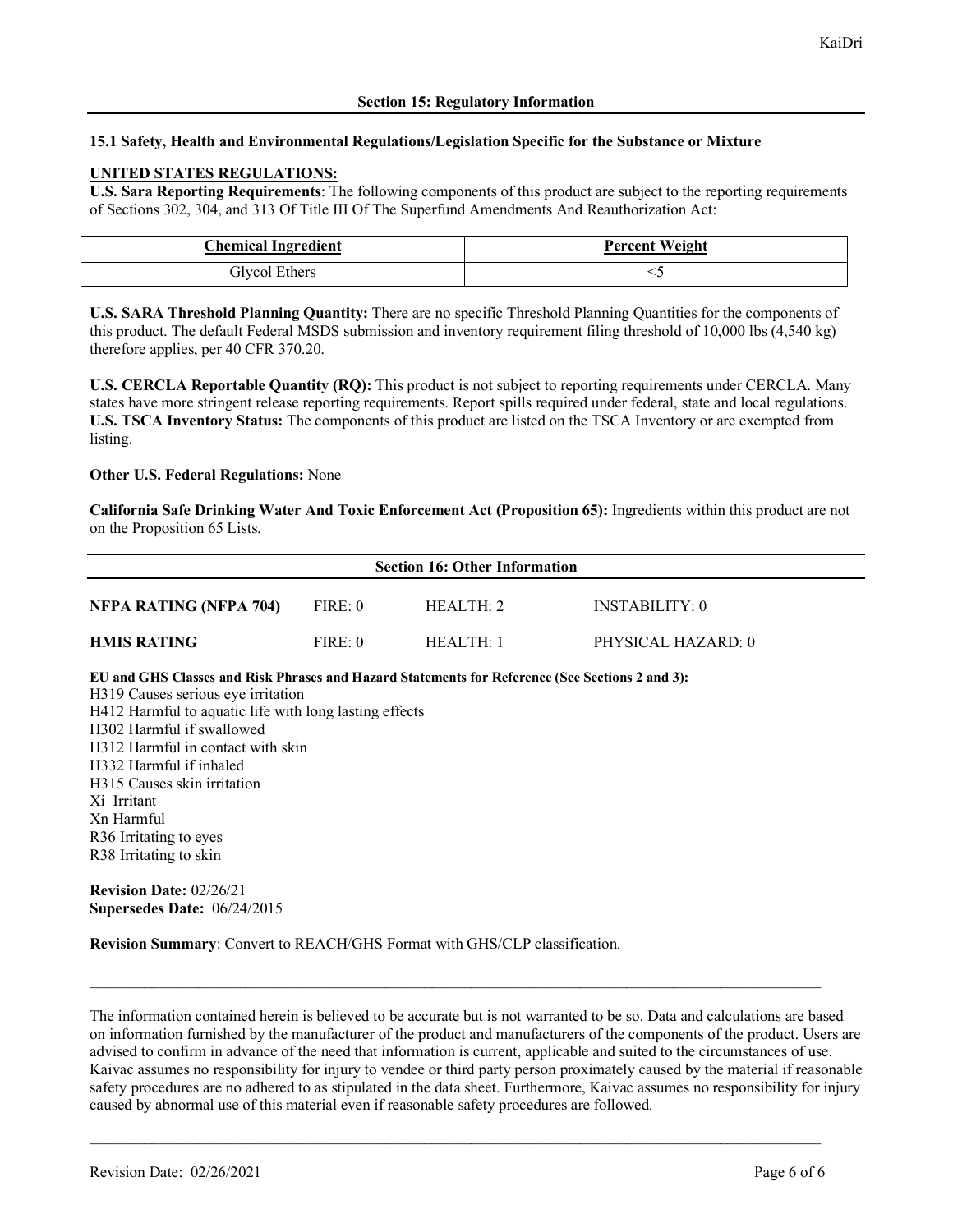## Section 15: Regulatory Information

### 15.1 Safety, Health and Environmental Regulations/Legislation Specific for the Substance or Mixture

**UNITED STATES REGULATIONS:**

**U.S. Sara Reporting Requirements**: The following components of this product are subject to the reporting requirements of Sections 302, 304, and 313 Of Title III Of The Superfund Amendments And Reauthorization Act:

| Chemical Ingredient | Percent Weight |
|---|---|
| Glycol Ethers | <5 |

**U.S. SARA Threshold Planning Quantity:** There are no specific Threshold Planning Quantities for the components of this product. The default Federal MSDS submission and inventory requirement filing threshold of 10,000 lbs (4,540 kg) therefore applies, per 40 CFR 370.20.

**U.S. CERCLA Reportable Quantity (RQ):** This product is not subject to reporting requirements under CERCLA. Many states have more stringent release reporting requirements. Report spills required under federal, state and local regulations.
**U.S. TSCA Inventory Status:** The components of this product are listed on the TSCA Inventory or are exempted from listing.

**Other U.S. Federal Regulations:** None

**California Safe Drinking Water And Toxic Enforcement Act (Proposition 65):** Ingredients within this product are not on the Proposition 65 Lists.

## Section 16: Other Information

| | | | |
|---|---|---|---|
| **NFPA RATING (NFPA 704)** | FIRE: 0 | HEALTH: 2 | INSTABILITY: 0 |
| **HMIS RATING** | FIRE: 0 | HEALTH: 1 | PHYSICAL HAZARD: 0 |

**EU and GHS Classes and Risk Phrases and Hazard Statements for Reference (See Sections 2 and 3):**
H319 Causes serious eye irritation
H412 Harmful to aquatic life with long lasting effects
H302 Harmful if swallowed
H312 Harmful in contact with skin
H332 Harmful if inhaled
H315 Causes skin irritation
Xi Irritant
Xn Harmful
R36 Irritating to eyes
R38 Irritating to skin

**Revision Date:** 02/26/21
**Supersedes Date:** 06/24/2015

**Revision Summary**: Convert to REACH/GHS Format with GHS/CLP classification.

---

The information contained herein is believed to be accurate but is not warranted to be so. Data and calculations are based on information furnished by the manufacturer of the product and manufacturers of the components of the product. Users are advised to confirm in advance of the need that information is current, applicable and suited to the circumstances of use. Kaivac assumes no responsibility for injury to vendee or third party person proximately caused by the material if reasonable safety procedures are no adhered to as stipulated in the data sheet. Furthermore, Kaivac assumes no responsibility for injury caused by abnormal use of this material even if reasonable safety procedures are followed.

---